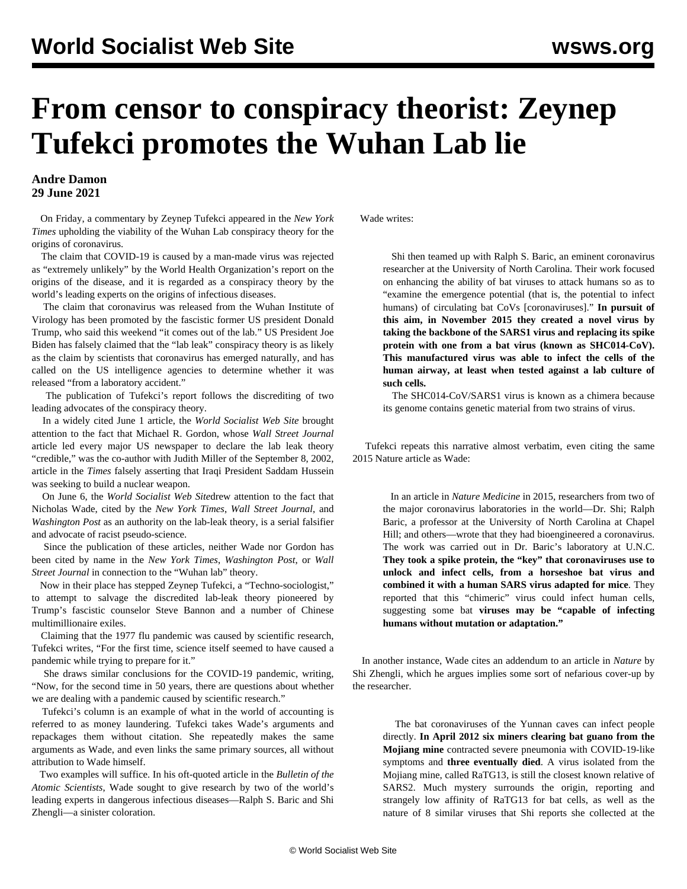# From censor to conspiracy theorist: Zeynep Tufekci promotes the Wuhan Lab lie

**Andre Damon**
**29 June 2021**

On Friday, a commentary by Zeynep Tufekci appeared in the *New York Times* upholding the viability of the Wuhan Lab conspiracy theory for the origins of coronavirus.

The claim that COVID-19 is caused by a man-made virus was rejected as "extremely unlikely" by the World Health Organization's report on the origins of the disease, and it is regarded as a conspiracy theory by the world's leading experts on the origins of infectious diseases.

The claim that coronavirus was released from the Wuhan Institute of Virology has been promoted by the fascistic former US president Donald Trump, who said this weekend "it comes out of the lab." US President Joe Biden has falsely claimed that the "lab leak" conspiracy theory is as likely as the claim by scientists that coronavirus has emerged naturally, and has called on the US intelligence agencies to determine whether it was released "from a laboratory accident."

The publication of Tufekci's report follows the discrediting of two leading advocates of the conspiracy theory.

In a widely cited June 1 article, the *World Socialist Web Site* brought attention to the fact that Michael R. Gordon, whose *Wall Street Journal* article led every major US newspaper to declare the lab leak theory "credible," was the co-author with Judith Miller of the September 8, 2002, article in the *Times* falsely asserting that Iraqi President Saddam Hussein was seeking to build a nuclear weapon.

On June 6, the *World Socialist Web Site*drew attention to the fact that Nicholas Wade, cited by the *New York Times*, *Wall Street Journal*, and *Washington Post* as an authority on the lab-leak theory, is a serial falsifier and advocate of racist pseudo-science.

Since the publication of these articles, neither Wade nor Gordon has been cited by name in the *New York Times*, *Washington Post*, or *Wall Street Journal* in connection to the "Wuhan lab" theory.

Now in their place has stepped Zeynep Tufekci, a "Techno-sociologist," to attempt to salvage the discredited lab-leak theory pioneered by Trump's fascistic counselor Steve Bannon and a number of Chinese multimillionaire exiles.

Claiming that the 1977 flu pandemic was caused by scientific research, Tufekci writes, "For the first time, science itself seemed to have caused a pandemic while trying to prepare for it."

She draws similar conclusions for the COVID-19 pandemic, writing, "Now, for the second time in 50 years, there are questions about whether we are dealing with a pandemic caused by scientific research."

Tufekci's column is an example of what in the world of accounting is referred to as money laundering. Tufekci takes Wade's arguments and repackages them without citation. She repeatedly makes the same arguments as Wade, and even links the same primary sources, all without attribution to Wade himself.

Two examples will suffice. In his oft-quoted article in the *Bulletin of the Atomic Scientists*, Wade sought to give research by two of the world's leading experts in dangerous infectious diseases—Ralph S. Baric and Shi Zhengli—a sinister coloration.

Wade writes:

> Shi then teamed up with Ralph S. Baric, an eminent coronavirus researcher at the University of North Carolina. Their work focused on enhancing the ability of bat viruses to attack humans so as to "examine the emergence potential (that is, the potential to infect humans) of circulating bat CoVs [coronaviruses]." **In pursuit of this aim, in November 2015 they created a novel virus by taking the backbone of the SARS1 virus and replacing its spike protein with one from a bat virus (known as SHC014-CoV). This manufactured virus was able to infect the cells of the human airway, at least when tested against a lab culture of such cells.**
>
> The SHC014-CoV/SARS1 virus is known as a chimera because its genome contains genetic material from two strains of virus.

Tufekci repeats this narrative almost verbatim, even citing the same 2015 Nature article as Wade:

> In an article in *Nature Medicine* in 2015, researchers from two of the major coronavirus laboratories in the world—Dr. Shi; Ralph Baric, a professor at the University of North Carolina at Chapel Hill; and others—wrote that they had bioengineered a coronavirus. The work was carried out in Dr. Baric's laboratory at U.N.C. **They took a spike protein, the "key" that coronaviruses use to unlock and infect cells, from a horseshoe bat virus and combined it with a human SARS virus adapted for mice**. They reported that this "chimeric" virus could infect human cells, suggesting some bat **viruses may be "capable of infecting humans without mutation or adaptation."**

In another instance, Wade cites an addendum to an article in *Nature* by Shi Zhengli, which he argues implies some sort of nefarious cover-up by the researcher.

> The bat coronaviruses of the Yunnan caves can infect people directly. **In April 2012 six miners clearing bat guano from the Mojiang mine** contracted severe pneumonia with COVID-19-like symptoms and **three eventually died**. A virus isolated from the Mojiang mine, called RaTG13, is still the closest known relative of SARS2. Much mystery surrounds the origin, reporting and strangely low affinity of RaTG13 for bat cells, as well as the nature of 8 similar viruses that Shi reports she collected at the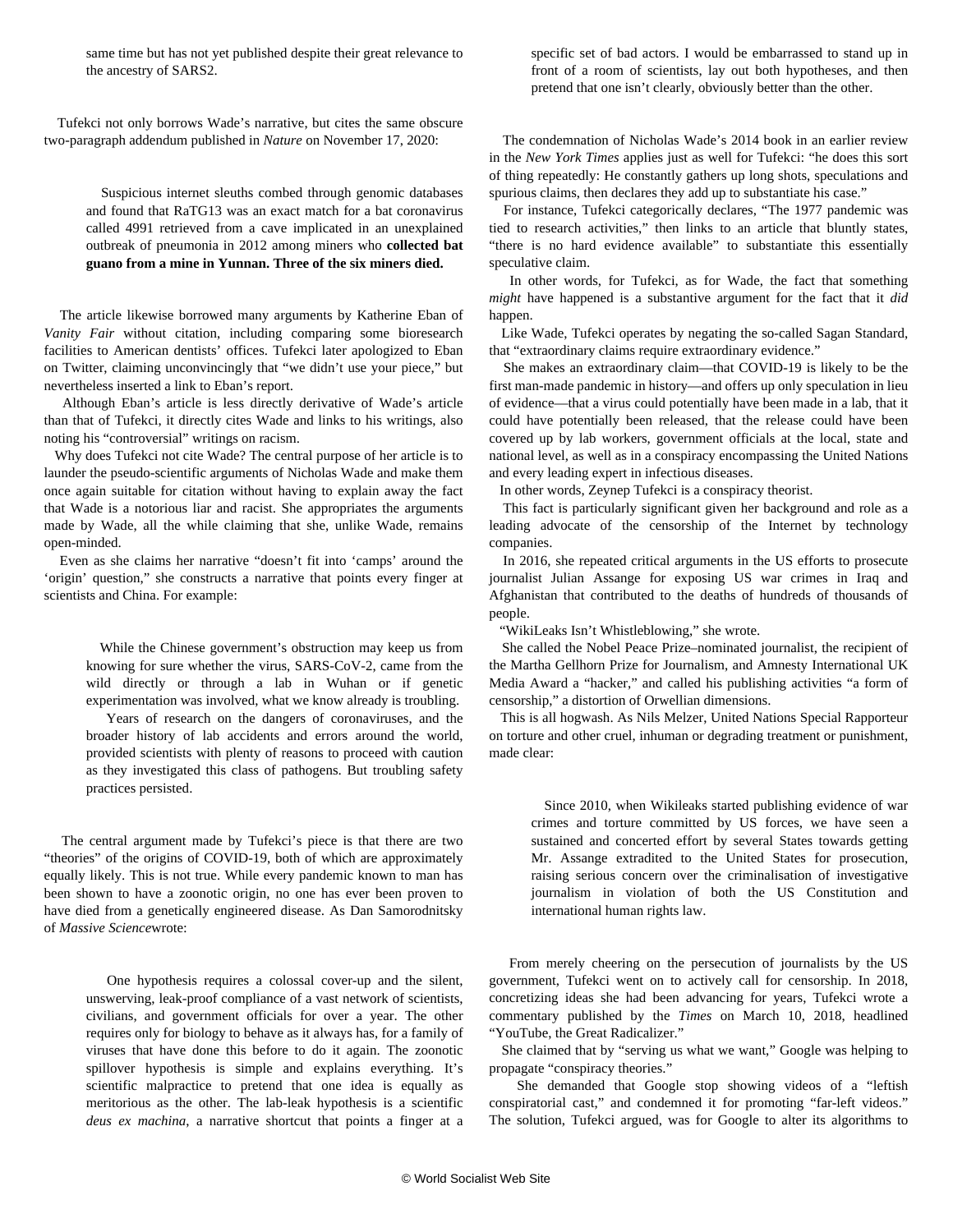same time but has not yet published despite their great relevance to the ancestry of SARS2.

Tufekci not only borrows Wade's narrative, but cites the same obscure two-paragraph addendum published in *Nature* on November 17, 2020:

> Suspicious internet sleuths combed through genomic databases and found that RaTG13 was an exact match for a bat coronavirus called 4991 retrieved from a cave implicated in an unexplained outbreak of pneumonia in 2012 among miners who **collected bat guano from a mine in Yunnan. Three of the six miners died.**

The article likewise borrowed many arguments by Katherine Eban of *Vanity Fair* without citation, including comparing some bioresearch facilities to American dentists' offices. Tufekci later apologized to Eban on Twitter, claiming unconvincingly that "we didn't use your piece," but nevertheless inserted a link to Eban's report.

Although Eban's article is less directly derivative of Wade's article than that of Tufekci, it directly cites Wade and links to his writings, also noting his "controversial" writings on racism.

Why does Tufekci not cite Wade? The central purpose of her article is to launder the pseudo-scientific arguments of Nicholas Wade and make them once again suitable for citation without having to explain away the fact that Wade is a notorious liar and racist. She appropriates the arguments made by Wade, all the while claiming that she, unlike Wade, remains open-minded.

Even as she claims her narrative "doesn't fit into 'camps' around the 'origin' question," she constructs a narrative that points every finger at scientists and China. For example:

> While the Chinese government's obstruction may keep us from knowing for sure whether the virus, SARS-CoV-2, came from the wild directly or through a lab in Wuhan or if genetic experimentation was involved, what we know already is troubling.
>
> Years of research on the dangers of coronaviruses, and the broader history of lab accidents and errors around the world, provided scientists with plenty of reasons to proceed with caution as they investigated this class of pathogens. But troubling safety practices persisted.

The central argument made by Tufekci's piece is that there are two "theories" of the origins of COVID-19, both of which are approximately equally likely. This is not true. While every pandemic known to man has been shown to have a zoonotic origin, no one has ever been proven to have died from a genetically engineered disease. As Dan Samorodnitsky of *Massive Science*wrote:

> One hypothesis requires a colossal cover-up and the silent, unswerving, leak-proof compliance of a vast network of scientists, civilians, and government officials for over a year. The other requires only for biology to behave as it always has, for a family of viruses that have done this before to do it again. The zoonotic spillover hypothesis is simple and explains everything. It's scientific malpractice to pretend that one idea is equally as meritorious as the other. The lab-leak hypothesis is a scientific *deus ex machina*, a narrative shortcut that points a finger at a specific set of bad actors. I would be embarrassed to stand up in front of a room of scientists, lay out both hypotheses, and then pretend that one isn't clearly, obviously better than the other.

The condemnation of Nicholas Wade's 2014 book in an earlier review in the *New York Times* applies just as well for Tufekci: "he does this sort of thing repeatedly: He constantly gathers up long shots, speculations and spurious claims, then declares they add up to substantiate his case."

For instance, Tufekci categorically declares, "The 1977 pandemic was tied to research activities," then links to an article that bluntly states, "there is no hard evidence available" to substantiate this essentially speculative claim.

In other words, for Tufekci, as for Wade, the fact that something *might* have happened is a substantive argument for the fact that it *did* happen.

Like Wade, Tufekci operates by negating the so-called Sagan Standard, that "extraordinary claims require extraordinary evidence."

She makes an extraordinary claim—that COVID-19 is likely to be the first man-made pandemic in history—and offers up only speculation in lieu of evidence—that a virus could potentially have been made in a lab, that it could have potentially been released, that the release could have been covered up by lab workers, government officials at the local, state and national level, as well as in a conspiracy encompassing the United Nations and every leading expert in infectious diseases.

In other words, Zeynep Tufekci is a conspiracy theorist.

This fact is particularly significant given her background and role as a leading advocate of the censorship of the Internet by technology companies.

In 2016, she repeated critical arguments in the US efforts to prosecute journalist Julian Assange for exposing US war crimes in Iraq and Afghanistan that contributed to the deaths of hundreds of thousands of people.

"WikiLeaks Isn't Whistleblowing," she wrote.

She called the Nobel Peace Prize–nominated journalist, the recipient of the Martha Gellhorn Prize for Journalism, and Amnesty International UK Media Award a "hacker," and called his publishing activities "a form of censorship," a distortion of Orwellian dimensions.

This is all hogwash. As Nils Melzer, United Nations Special Rapporteur on torture and other cruel, inhuman or degrading treatment or punishment, made clear:

> Since 2010, when Wikileaks started publishing evidence of war crimes and torture committed by US forces, we have seen a sustained and concerted effort by several States towards getting Mr. Assange extradited to the United States for prosecution, raising serious concern over the criminalisation of investigative journalism in violation of both the US Constitution and international human rights law.

From merely cheering on the persecution of journalists by the US government, Tufekci went on to actively call for censorship. In 2018, concretizing ideas she had been advancing for years, Tufekci wrote a commentary published by the *Times* on March 10, 2018, headlined "YouTube, the Great Radicalizer."

She claimed that by "serving us what we want," Google was helping to propagate "conspiracy theories."

She demanded that Google stop showing videos of a "leftish conspiratorial cast," and condemned it for promoting "far-left videos." The solution, Tufekci argued, was for Google to alter its algorithms to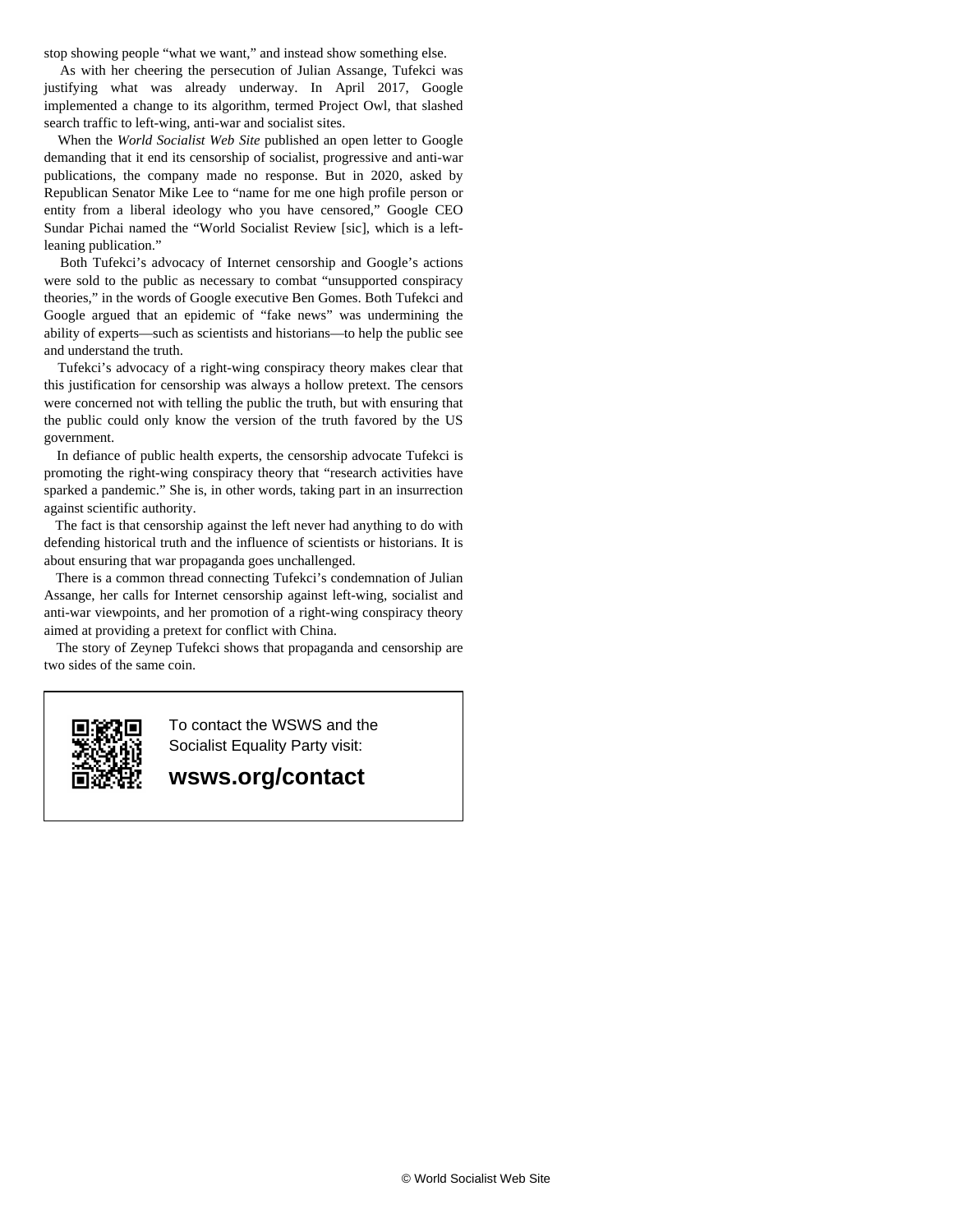stop showing people "what we want," and instead show something else.

As with her cheering the persecution of Julian Assange, Tufekci was justifying what was already underway. In April 2017, Google implemented a change to its algorithm, termed Project Owl, that slashed search traffic to left-wing, anti-war and socialist sites.

When the *World Socialist Web Site* published an open letter to Google demanding that it end its censorship of socialist, progressive and anti-war publications, the company made no response. But in 2020, asked by Republican Senator Mike Lee to "name for me one high profile person or entity from a liberal ideology who you have censored," Google CEO Sundar Pichai named the "World Socialist Review [sic], which is a left-leaning publication."

Both Tufekci's advocacy of Internet censorship and Google's actions were sold to the public as necessary to combat "unsupported conspiracy theories," in the words of Google executive Ben Gomes. Both Tufekci and Google argued that an epidemic of "fake news" was undermining the ability of experts—such as scientists and historians—to help the public see and understand the truth.

Tufekci's advocacy of a right-wing conspiracy theory makes clear that this justification for censorship was always a hollow pretext. The censors were concerned not with telling the public the truth, but with ensuring that the public could only know the version of the truth favored by the US government.

In defiance of public health experts, the censorship advocate Tufekci is promoting the right-wing conspiracy theory that "research activities have sparked a pandemic." She is, in other words, taking part in an insurrection against scientific authority.

The fact is that censorship against the left never had anything to do with defending historical truth and the influence of scientists or historians. It is about ensuring that war propaganda goes unchallenged.

There is a common thread connecting Tufekci's condemnation of Julian Assange, her calls for Internet censorship against left-wing, socialist and anti-war viewpoints, and her promotion of a right-wing conspiracy theory aimed at providing a pretext for conflict with China.

The story of Zeynep Tufekci shows that propaganda and censorship are two sides of the same coin.

To contact the WSWS and the Socialist Equality Party visit:

**wsws.org/contact**